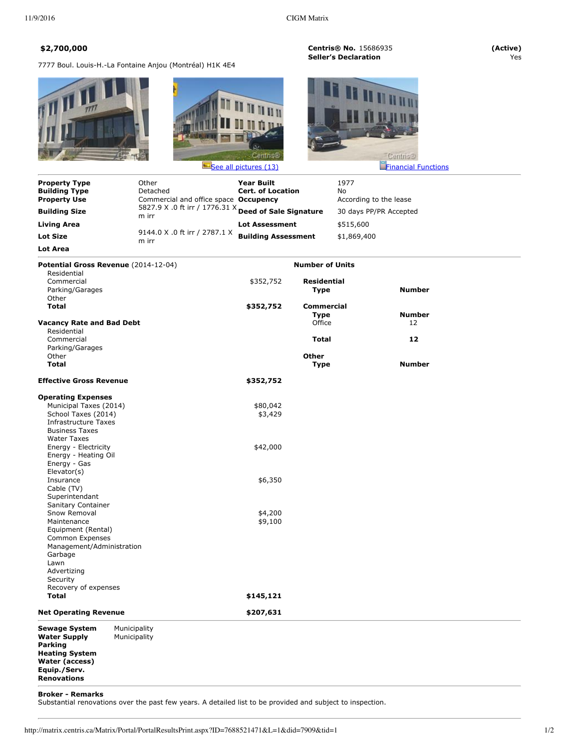**$2,700,000**

7777 Boul. Louis-H.-La Fontaine Anjou (Montréal) H1K 4E4

**Centris® No.** 15686935 **(Active)**

**Seller's Declaration** Yes

See all pictures (13)

Financial Functions

| | | | |
|---|---|---|---|
| **Property Type** | Other | **Year Built** | 1977 |
| **Building Type** | Detached | **Cert. of Location** | No |
| **Property Use** | Commercial and office space | **Occupancy** | According to the lease |
| **Building Size** | 5827.9 X .0 ft irr / 1776.31 X m irr | **Deed of Sale Signature** | 30 days PP/PR Accepted |
| **Living Area** | | **Lot Assessment** | $515,600 |
| **Lot Size** | 9144.0 X .0 ft irr / 2787.1 X m irr | **Building Assessment** | $1,869,400 |
| **Lot Area** | | | |

| **Potential Gross Revenue** (2014-12-04) | |
|---|---|
| Residential | |
| Commercial | $352,752 |
| Parking/Garages | |
| Other | |
| **Total** | **$352,752** |
| **Vacancy Rate and Bad Debt** | |
| Residential | |
| Commercial | |
| Parking/Garages | |
| Other | |
| **Total** | |
| **Effective Gross Revenue** | **$352,752** |
| **Operating Expenses** | |
| Municipal Taxes (2014) | $80,042 |
| School Taxes (2014) | $3,429 |
| Infrastructure Taxes | |
| Business Taxes | |
| Water Taxes | |
| Energy - Electricity | $42,000 |
| Energy - Heating Oil | |
| Energy - Gas | |
| Elevator(s) | |
| Insurance | $6,350 |
| Cable (TV) | |
| Superintendant | |
| Sanitary Container | |
| Snow Removal | $4,200 |
| Maintenance | $9,100 |
| Equipment (Rental) | |
| Common Expenses | |
| Management/Administration | |
| Garbage | |
| Lawn | |
| Advertizing | |
| Security | |
| Recovery of expenses | |
| **Total** | **$145,121** |
| **Net Operating Revenue** | **$207,631** |

**Number of Units**

| **Residential** | |
|---|---|
| **Type** | **Number** |

| **Commercial** | |
|---|---|
| **Type** | **Number** |
| Office | 12 |
| **Total** | **12** |

| **Other** | |
|---|---|
| **Type** | **Number** |

| | |
|---|---|
| **Sewage System** | Municipality |
| **Water Supply** | Municipality |
| **Parking** | |
| **Heating System** | |
| **Water (access)** | |
| **Equip./Serv.** | |
| **Renovations** | |

**Broker - Remarks**

Substantial renovations over the past few years. A detailed list to be provided and subject to inspection.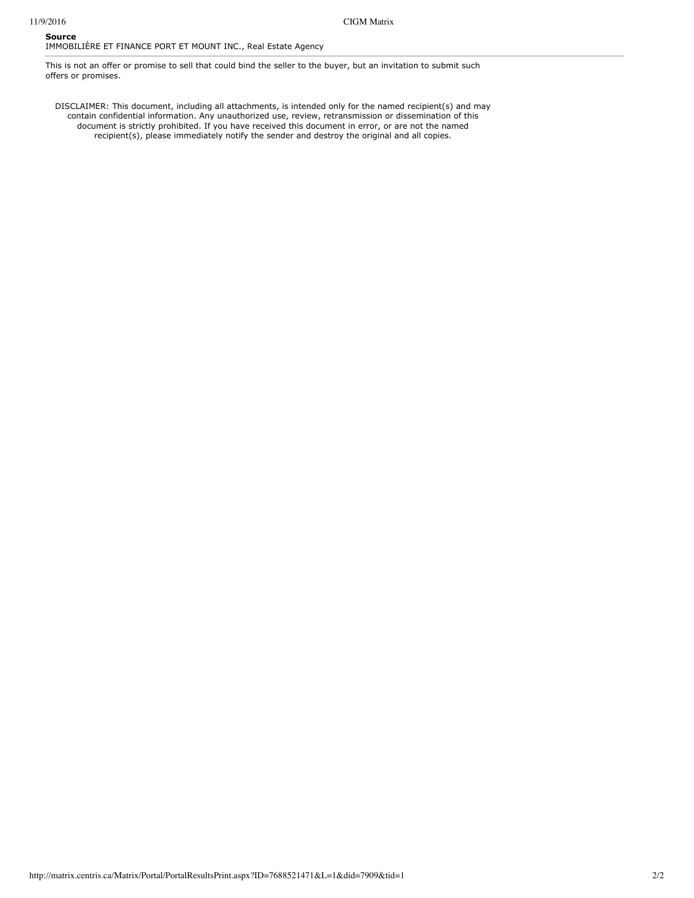**Source**
IMMOBILIÈRE ET FINANCE PORT ET MOUNT INC., Real Estate Agency

---

This is not an offer or promise to sell that could bind the seller to the buyer, but an invitation to submit such offers or promises.

DISCLAIMER: This document, including all attachments, is intended only for the named recipient(s) and may contain confidential information. Any unauthorized use, review, retransmission or dissemination of this document is strictly prohibited. If you have received this document in error, or are not the named recipient(s), please immediately notify the sender and destroy the original and all copies.